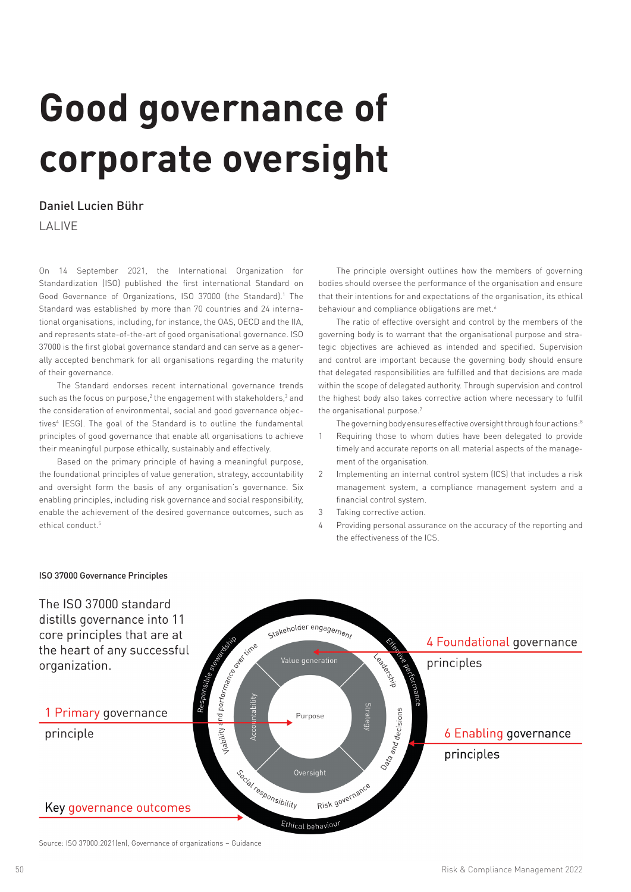# Good governance of corporate oversight

Daniel Lucien Bühr

LALIVE

On 14 September 2021, the International Organization for Standardization (ISO) published the first international Standard on Good Governance of Organizations, ISO 37000 (the Standard).[1] The Standard was established by more than 70 countries and 24 international organisations, including, for instance, the OAS, OECD and the IIA, and represents state-of-the-art of good organisational governance. ISO 37000 is the first global governance standard and can serve as a generally accepted benchmark for all organisations regarding the maturity of their governance.

The Standard endorses recent international governance trends such as the focus on purpose,[2] the engagement with stakeholders,[3] and the consideration of environmental, social and good governance objectives[4] (ESG). The goal of the Standard is to outline the fundamental principles of good governance that enable all organisations to achieve their meaningful purpose ethically, sustainably and effectively.

Based on the primary principle of having a meaningful purpose, the foundational principles of value generation, strategy, accountability and oversight form the basis of any organisation's governance. Six enabling principles, including risk governance and social responsibility, enable the achievement of the desired governance outcomes, such as ethical conduct.[5]

The principle oversight outlines how the members of governing bodies should oversee the performance of the organisation and ensure that their intentions for and expectations of the organisation, its ethical behaviour and compliance obligations are met.[6]

The ratio of effective oversight and control by the members of the governing body is to warrant that the organisational purpose and strategic objectives are achieved as intended and specified. Supervision and control are important because the governing body should ensure that delegated responsibilities are fulfilled and that decisions are made within the scope of delegated authority. Through supervision and control the highest body also takes corrective action where necessary to fulfil the organisational purpose.[7]

The governing body ensures effective oversight through four actions:[8]

1. Requiring those to whom duties have been delegated to provide timely and accurate reports on all material aspects of the management of the organisation.
2. Implementing an internal control system (ICS) that includes a risk management system, a compliance management system and a financial control system.
3. Taking corrective action.
4. Providing personal assurance on the accuracy of the reporting and the effectiveness of the ICS.

**ISO 37000 Governance Principles**

The ISO 37000 standard distills governance into 11 core principles that are at the heart of any successful organization.

1 Primary governance principle: Purpose

4 Foundational governance principles: Value generation, Strategy, Oversight, Accountability

6 Enabling governance principles: Stakeholder engagement, Leadership, Data and decisions, Risk governance, Social responsibility, Viability and performance over time

Key governance outcomes: Effective performance, Ethical behaviour, Responsible stewardship

Source: ISO 37000:2021(en), Governance of organizations – Guidance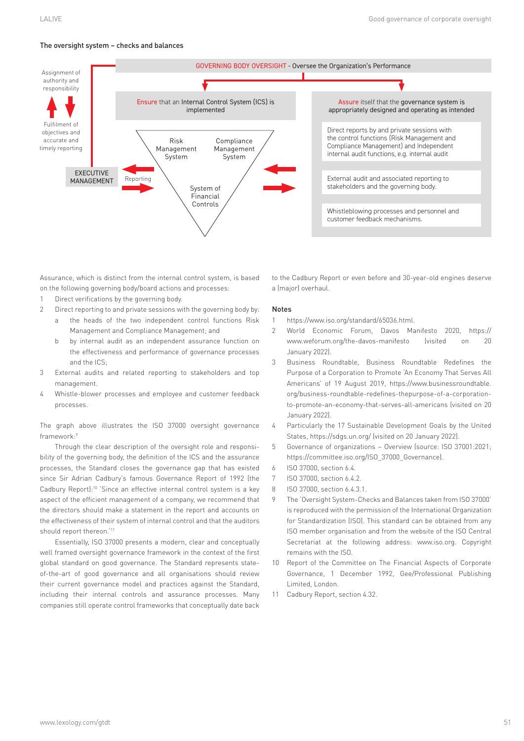### The oversight system – checks and balances

GOVERNING BODY OVERSIGHT - Oversee the Organization's Performance

Assignment of authority and responsibility

Fulfilment of objectives and accurate and timely reporting

EXECUTIVE MANAGEMENT

Reporting

Ensure that an Internal Control System (ICS) is implemented

Risk Management System

Compliance Management System

System of Financial Controls

Assure itself that the governance system is appropriately designed and operating as intended

Direct reports by and private sessions with the control functions (Risk Management and Compliance Management) and Independent internal audit functions, e.g. internal audit

External audit and associated reporting to stakeholders and the governing body.

Whistleblowing processes and personnel and customer feedback mechanisms.

Assurance, which is distinct from the internal control system, is based on the following governing body/board actions and processes:

1. Direct verifications by the governing body.
2. Direct reporting to and private sessions with the governing body by:
   a. the heads of the two independent control functions Risk Management and Compliance Management; and
   b. by internal audit as an independent assurance function on the effectiveness and performance of governance processes and the ICS;
3. External audits and related reporting to stakeholders and top management.
4. Whistle-blower processes and employee and customer feedback processes.

The graph above illustrates the ISO 37000 oversight governance framework:[9]

Through the clear description of the oversight role and responsibility of the governing body, the definition of the ICS and the assurance processes, the Standard closes the governance gap that has existed since Sir Adrian Cadbury's famous Governance Report of 1992 (the Cadbury Report):[10] 'Since an effective internal control system is a key aspect of the efficient management of a company, the directors should make a statement in the report and accounts on the effectiveness of their system of internal control and that the auditors should report thereon.'[11]

Essentially, ISO 37000 presents a modern, clear and conceptually well framed oversight governance framework in the context of the first global standard on good governance. The Standard represents state-of-the-art of good governance and all organisations should review their current governance model and practices against the Standard, including their internal controls and assurance processes. Many companies still operate control frameworks that conceptually date back to the Cadbury Report or even before and 30-year-old engines deserve a (major) overhaul.

### Notes

1. https://www.iso.org/standard/65036.html.
2. World Economic Forum, Davos Manifesto 2020, https://www.weforum.org/the-davos-manifesto (visited on 20 January 2022).
3. Business Roundtable, Business Roundtable Redefines the Purpose of a Corporation to Promote 'An Economy That Serves All Americans' of 19 August 2019, https://www.businessroundtable.org/business-roundtable-redefines-thepurpose-of-a-corporation-to-promote-an-economy-that-serves-all-americans (visited on 20 January 2022).
4. Particularly the 17 Sustainable Development Goals by the United States, https://sdgs.un.org/ (visited on 20 January 2022).
5. Governance of organizations – Overview (source: ISO 37001:2021; https://committee.iso.org/ISO_37000_Governance).
6. ISO 37000, section 6.4.
7. ISO 37000, section 6.4.2.
8. ISO 37000, section 6.4.3.1.
9. The 'Oversight System-Checks and Balances taken from ISO 37000' is reproduced with the permission of the International Organization for Standardization (ISO). This standard can be obtained from any ISO member organisation and from the website of the ISO Central Secretariat at the following address: www.iso.org. Copyright remains with the ISO.
10. Report of the Committee on The Financial Aspects of Corporate Governance, 1 December 1992, Gee/Professional Publishing Limited, London.
11. Cadbury Report, section 4.32.